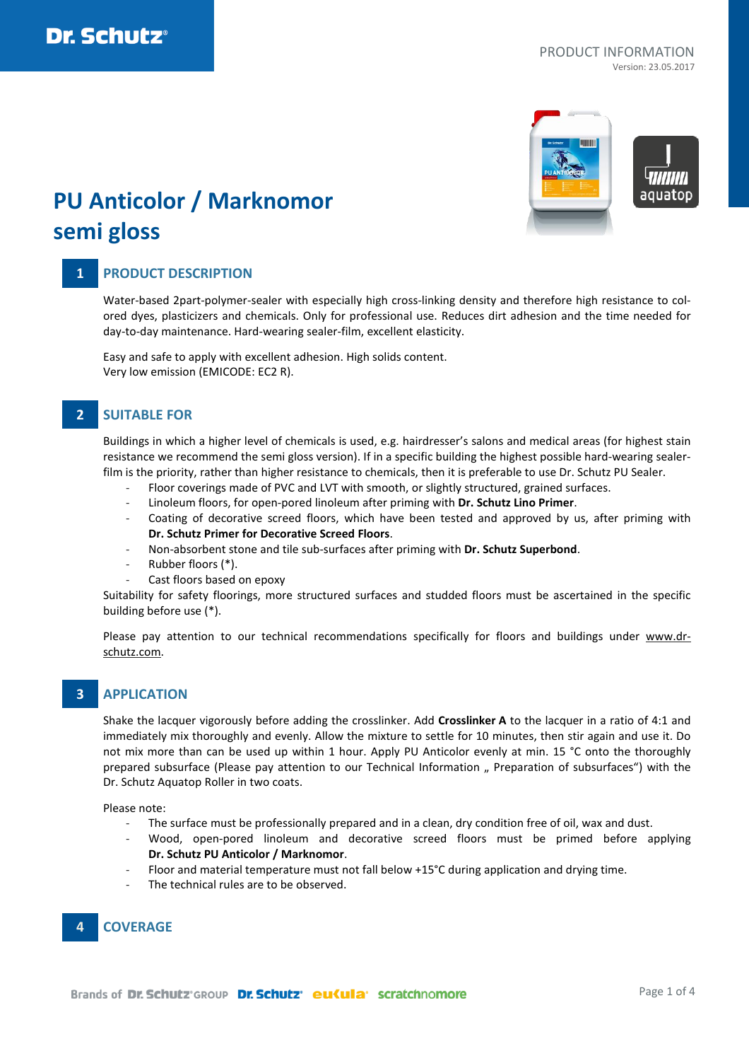# PU Anticolor / Marknomor semi gloss

## 1 PRODUCT DESCRIPTION

Water-based 2part-polymer-sealer with especially high cross-linking density and therefore high resistance to colored dyes, plasticizers and chemicals. Only for professional use. Reduces dirt adhesion and the time needed for day-to-day maintenance. Hard-wearing sealer-film, excellent elasticity.

Easy and safe to apply with excellent adhesion. High solids content.
Very low emission (EMICODE: EC2 R).

## 2 SUITABLE FOR

Buildings in which a higher level of chemicals is used, e.g. hairdresser's salons and medical areas (for highest stain resistance we recommend the semi gloss version). If in a specific building the highest possible hard-wearing sealer-film is the priority, rather than higher resistance to chemicals, then it is preferable to use Dr. Schutz PU Sealer.

- Floor coverings made of PVC and LVT with smooth, or slightly structured, grained surfaces.
- Linoleum floors, for open-pored linoleum after priming with **Dr. Schutz Lino Primer**.
- Coating of decorative screed floors, which have been tested and approved by us, after priming with **Dr. Schutz Primer for Decorative Screed Floors**.
- Non-absorbent stone and tile sub-surfaces after priming with **Dr. Schutz Superbond**.
- Rubber floors (*).
- Cast floors based on epoxy

Suitability for safety floorings, more structured surfaces and studded floors must be ascertained in the specific building before use (*).

Please pay attention to our technical recommendations specifically for floors and buildings under www.dr-schutz.com.

## 3 APPLICATION

Shake the lacquer vigorously before adding the crosslinker. Add **Crosslinker A** to the lacquer in a ratio of 4:1 and immediately mix thoroughly and evenly. Allow the mixture to settle for 10 minutes, then stir again and use it. Do not mix more than can be used up within 1 hour. Apply PU Anticolor evenly at min. 15 °C onto the thoroughly prepared subsurface (Please pay attention to our Technical Information „ Preparation of subsurfaces“) with the Dr. Schutz Aquatop Roller in two coats.

Please note:

- The surface must be professionally prepared and in a clean, dry condition free of oil, wax and dust.
- Wood, open-pored linoleum and decorative screed floors must be primed before applying **Dr. Schutz PU Anticolor / Marknomor**.
- Floor and material temperature must not fall below +15°C during application and drying time.
- The technical rules are to be observed.

## 4 COVERAGE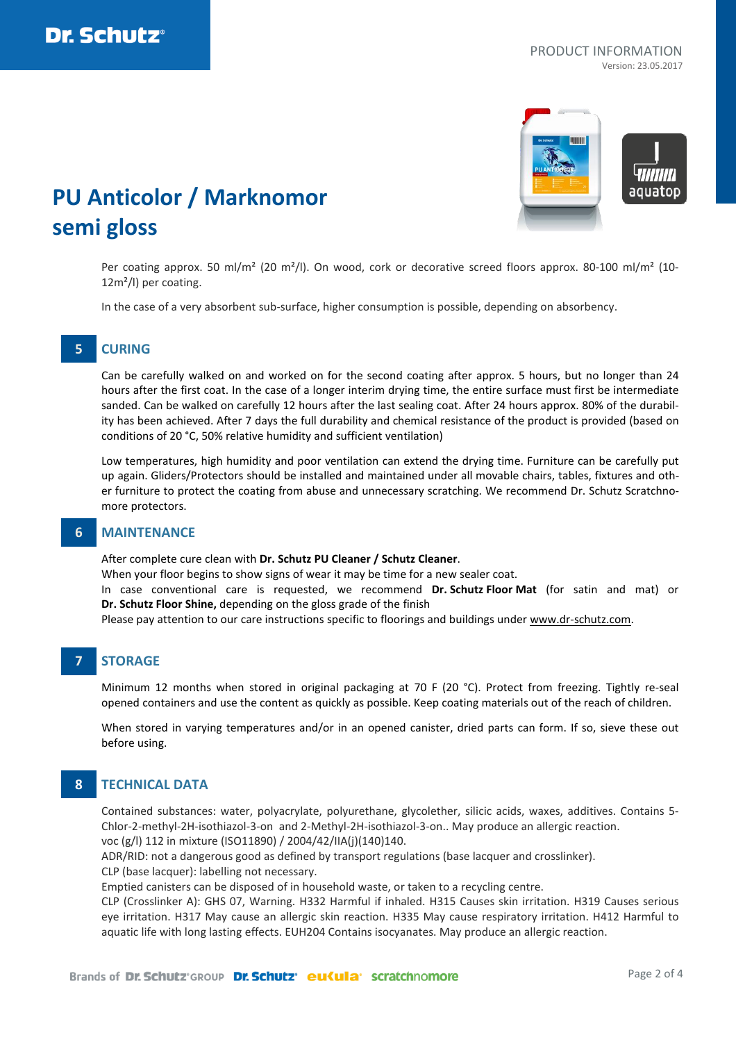# PU Anticolor / Marknomor semi gloss

Per coating approx. 50 ml/m² (20 m²/l). On wood, cork or decorative screed floors approx. 80-100 ml/m² (10-12m²/l) per coating.

In the case of a very absorbent sub-surface, higher consumption is possible, depending on absorbency.

## 5 CURING

Can be carefully walked on and worked on for the second coating after approx. 5 hours, but no longer than 24 hours after the first coat. In the case of a longer interim drying time, the entire surface must first be intermediate sanded. Can be walked on carefully 12 hours after the last sealing coat. After 24 hours approx. 80% of the durability has been achieved. After 7 days the full durability and chemical resistance of the product is provided (based on conditions of 20 °C, 50% relative humidity and sufficient ventilation)

Low temperatures, high humidity and poor ventilation can extend the drying time. Furniture can be carefully put up again. Gliders/Protectors should be installed and maintained under all movable chairs, tables, fixtures and other furniture to protect the coating from abuse and unnecessary scratching. We recommend Dr. Schutz Scratchnomore protectors.

## 6 MAINTENANCE

After complete cure clean with **Dr. Schutz PU Cleaner / Schutz Cleaner**.
When your floor begins to show signs of wear it may be time for a new sealer coat.
In case conventional care is requested, we recommend **Dr. Schutz Floor Mat** (for satin and mat) or **Dr. Schutz Floor Shine,** depending on the gloss grade of the finish
Please pay attention to our care instructions specific to floorings and buildings under www.dr-schutz.com.

## 7 STORAGE

Minimum 12 months when stored in original packaging at 70 F (20 °C). Protect from freezing. Tightly re-seal opened containers and use the content as quickly as possible. Keep coating materials out of the reach of children.

When stored in varying temperatures and/or in an opened canister, dried parts can form. If so, sieve these out before using.

## 8 TECHNICAL DATA

Contained substances: water, polyacrylate, polyurethane, glycolether, silicic acids, waxes, additives. Contains 5-Chlor-2-methyl-2H-isothiazol-3-on and 2-Methyl-2H-isothiazol-3-on.. May produce an allergic reaction.
voc (g/l) 112 in mixture (ISO11890) / 2004/42/IIA(j)(140)140.
ADR/RID: not a dangerous good as defined by transport regulations (base lacquer and crosslinker).
CLP (base lacquer): labelling not necessary.
Emptied canisters can be disposed of in household waste, or taken to a recycling centre.
CLP (Crosslinker A): GHS 07, Warning. H332 Harmful if inhaled. H315 Causes skin irritation. H319 Causes serious eye irritation. H317 May cause an allergic skin reaction. H335 May cause respiratory irritation. H412 Harmful to aquatic life with long lasting effects. EUH204 Contains isocyanates. May produce an allergic reaction.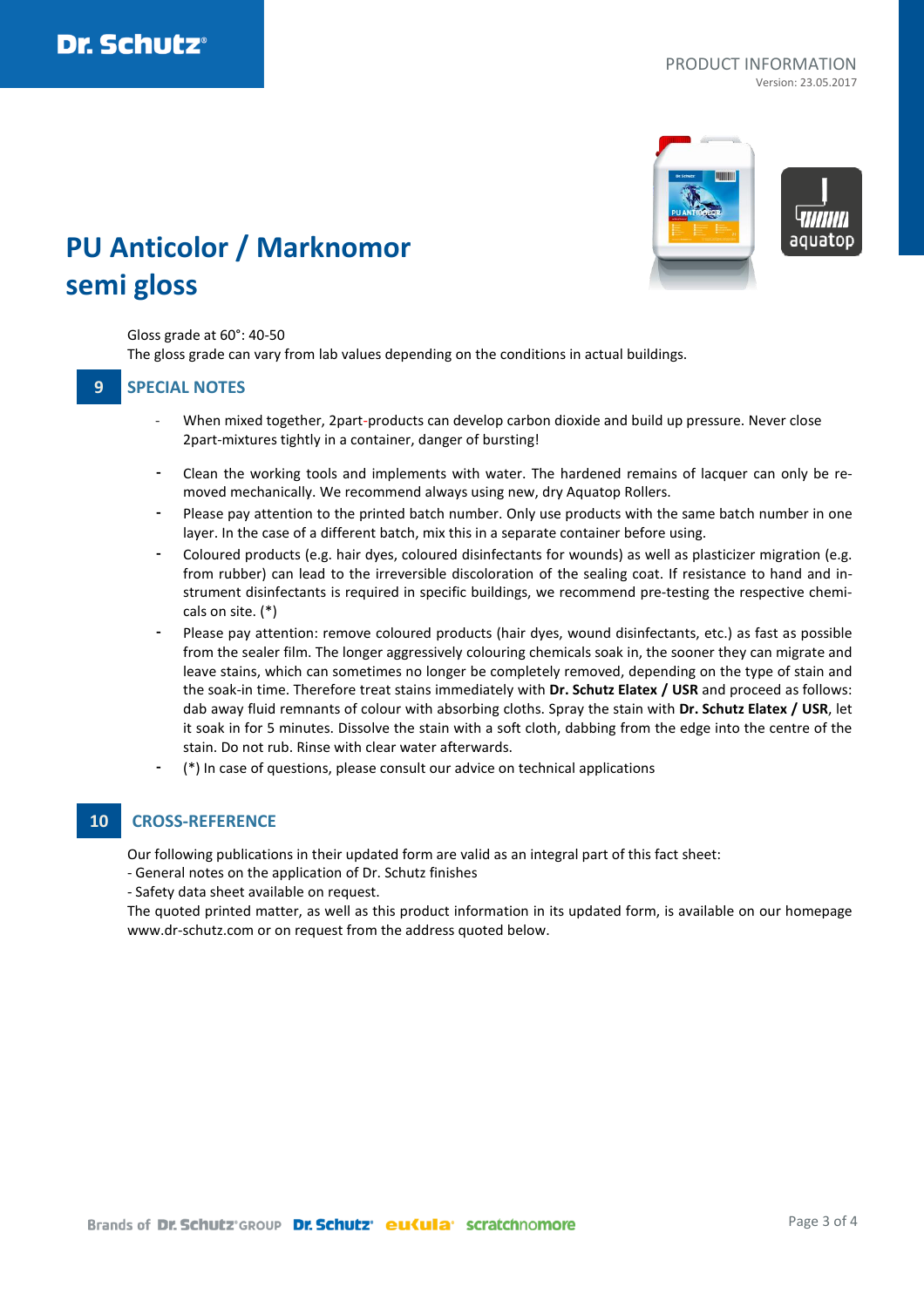# PU Anticolor / Marknomor semi gloss

Gloss grade at 60°: 40-50
The gloss grade can vary from lab values depending on the conditions in actual buildings.

## 9 SPECIAL NOTES

- When mixed together, 2part-products can develop carbon dioxide and build up pressure. Never close 2part-mixtures tightly in a container, danger of bursting!
- Clean the working tools and implements with water. The hardened remains of lacquer can only be removed mechanically. We recommend always using new, dry Aquatop Rollers.
- Please pay attention to the printed batch number. Only use products with the same batch number in one layer. In the case of a different batch, mix this in a separate container before using.
- Coloured products (e.g. hair dyes, coloured disinfectants for wounds) as well as plasticizer migration (e.g. from rubber) can lead to the irreversible discoloration of the sealing coat. If resistance to hand and instrument disinfectants is required in specific buildings, we recommend pre-testing the respective chemicals on site. (*)
- Please pay attention: remove coloured products (hair dyes, wound disinfectants, etc.) as fast as possible from the sealer film. The longer aggressively colouring chemicals soak in, the sooner they can migrate and leave stains, which can sometimes no longer be completely removed, depending on the type of stain and the soak-in time. Therefore treat stains immediately with **Dr. Schutz Elatex / USR** and proceed as follows: dab away fluid remnants of colour with absorbing cloths. Spray the stain with **Dr. Schutz Elatex / USR**, let it soak in for 5 minutes. Dissolve the stain with a soft cloth, dabbing from the edge into the centre of the stain. Do not rub. Rinse with clear water afterwards.
- (*) In case of questions, please consult our advice on technical applications

## 10 CROSS-REFERENCE

Our following publications in their updated form are valid as an integral part of this fact sheet:
- General notes on the application of Dr. Schutz finishes
- Safety data sheet available on request.

The quoted printed matter, as well as this product information in its updated form, is available on our homepage www.dr-schutz.com or on request from the address quoted below.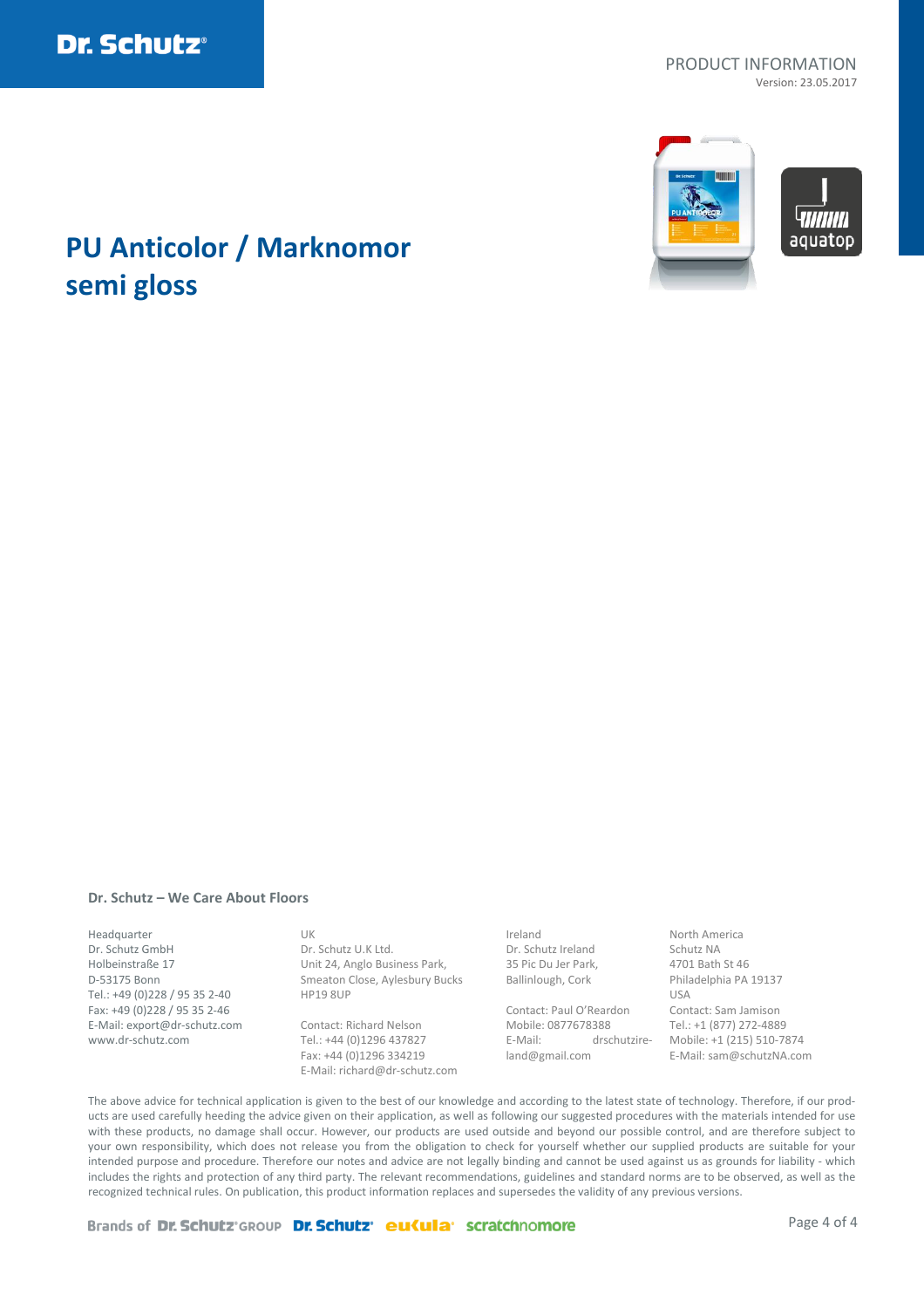# PU Anticolor / Marknomor semi gloss

**Dr. Schutz – We Care About Floors**

Headquarter
Dr. Schutz GmbH
Holbeinstraße 17
D-53175 Bonn
Tel.: +49 (0)228 / 95 35 2-40
Fax: +49 (0)228 / 95 35 2-46
E-Mail: export@dr-schutz.com
www.dr-schutz.com

UK
Dr. Schutz U.K Ltd.
Unit 24, Anglo Business Park,
Smeaton Close, Aylesbury Bucks
HP19 8UP

Contact: Richard Nelson
Tel.: +44 (0)1296 437827
Fax: +44 (0)1296 334219
E-Mail: richard@dr-schutz.com

Ireland
Dr. Schutz Ireland
35 Pic Du Jer Park,
Ballinlough, Cork

Contact: Paul O'Reardon
Mobile: 0877678388
E-Mail: drschutzireland@gmail.com

North America
Schutz NA
4701 Bath St 46
Philadelphia PA 19137
USA
Contact: Sam Jamison
Tel.: +1 (877) 272-4889
Mobile: +1 (215) 510-7874
E-Mail: sam@schutzNA.com

The above advice for technical application is given to the best of our knowledge and according to the latest state of technology. Therefore, if our products are used carefully heeding the advice given on their application, as well as following our suggested procedures with the materials intended for use with these products, no damage shall occur. However, our products are used outside and beyond our possible control, and are therefore subject to your own responsibility, which does not release you from the obligation to check for yourself whether our supplied products are suitable for your intended purpose and procedure. Therefore our notes and advice are not legally binding and cannot be used against us as grounds for liability - which includes the rights and protection of any third party. The relevant recommendations, guidelines and standard norms are to be observed, as well as the recognized technical rules. On publication, this product information replaces and supersedes the validity of any previous versions.